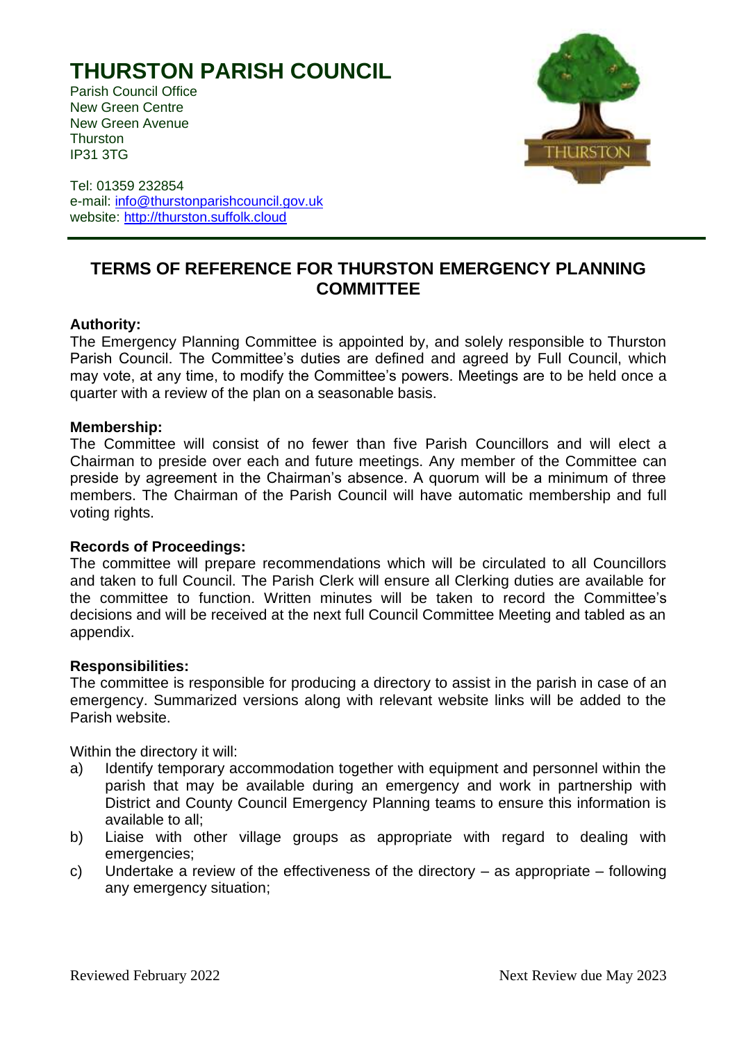# THURSTON PARISH COUNCIL

Parish Council Office
New Green Centre
New Green Avenue
Thurston
IP31 3TG

Tel: 01359 232854
e-mail: info@thurstonparishcouncil.gov.uk
website: http://thurston.suffolk.cloud

## TERMS OF REFERENCE FOR THURSTON EMERGENCY PLANNING COMMITTEE

**Authority:**
The Emergency Planning Committee is appointed by, and solely responsible to Thurston Parish Council. The Committee's duties are defined and agreed by Full Council, which may vote, at any time, to modify the Committee's powers. Meetings are to be held once a quarter with a review of the plan on a seasonable basis.

**Membership:**
The Committee will consist of no fewer than five Parish Councillors and will elect a Chairman to preside over each and future meetings. Any member of the Committee can preside by agreement in the Chairman's absence. A quorum will be a minimum of three members. The Chairman of the Parish Council will have automatic membership and full voting rights.

**Records of Proceedings:**
The committee will prepare recommendations which will be circulated to all Councillors and taken to full Council. The Parish Clerk will ensure all Clerking duties are available for the committee to function. Written minutes will be taken to record the Committee's decisions and will be received at the next full Council Committee Meeting and tabled as an appendix.

**Responsibilities:**
The committee is responsible for producing a directory to assist in the parish in case of an emergency. Summarized versions along with relevant website links will be added to the Parish website.

Within the directory it will:

a) Identify temporary accommodation together with equipment and personnel within the parish that may be available during an emergency and work in partnership with District and County Council Emergency Planning teams to ensure this information is available to all;
b) Liaise with other village groups as appropriate with regard to dealing with emergencies;
c) Undertake a review of the effectiveness of the directory – as appropriate – following any emergency situation;

Reviewed February 2022 Next Review due May 2023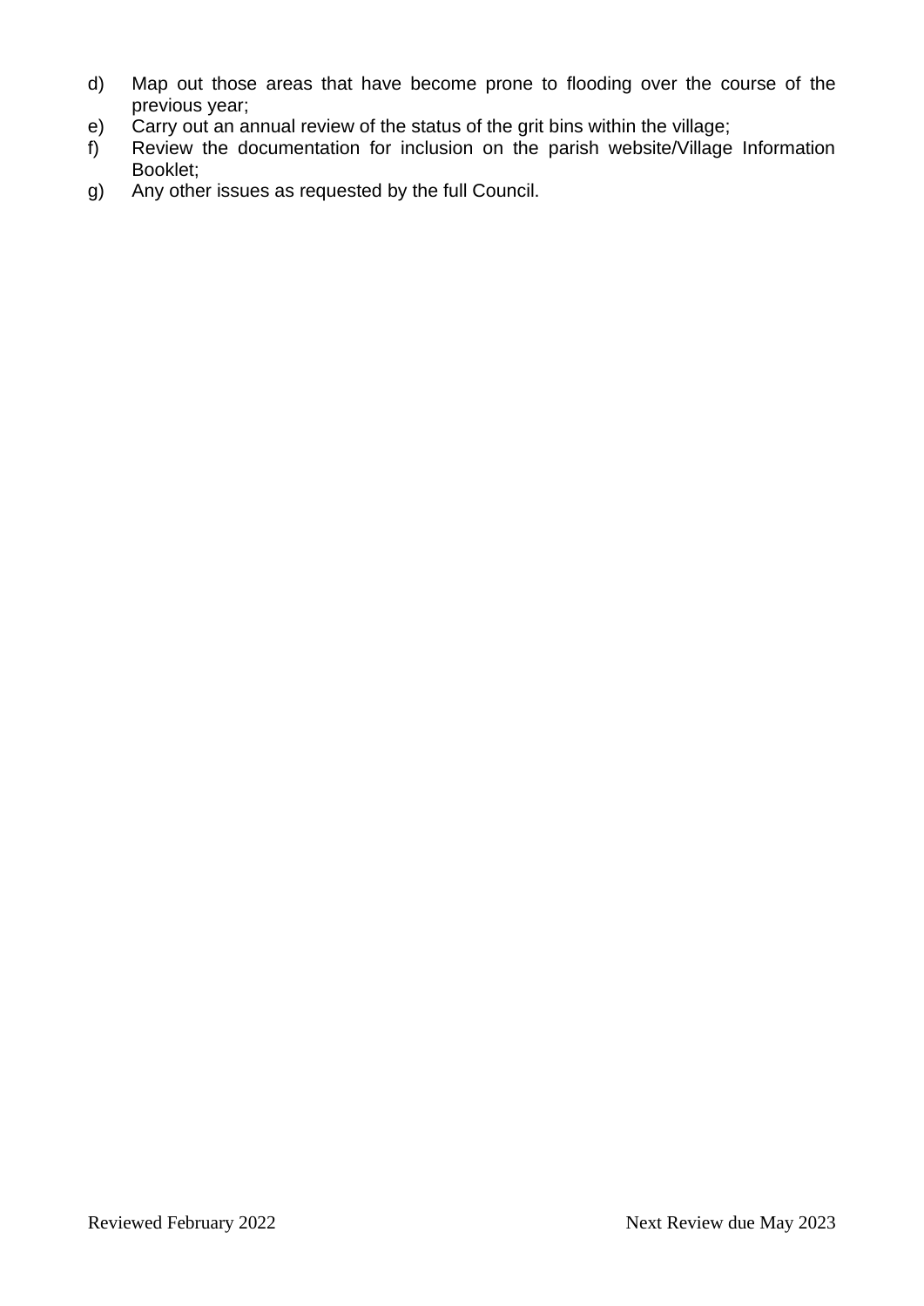d) Map out those areas that have become prone to flooding over the course of the previous year;

e) Carry out an annual review of the status of the grit bins within the village;

f) Review the documentation for inclusion on the parish website/Village Information Booklet;

g) Any other issues as requested by the full Council.